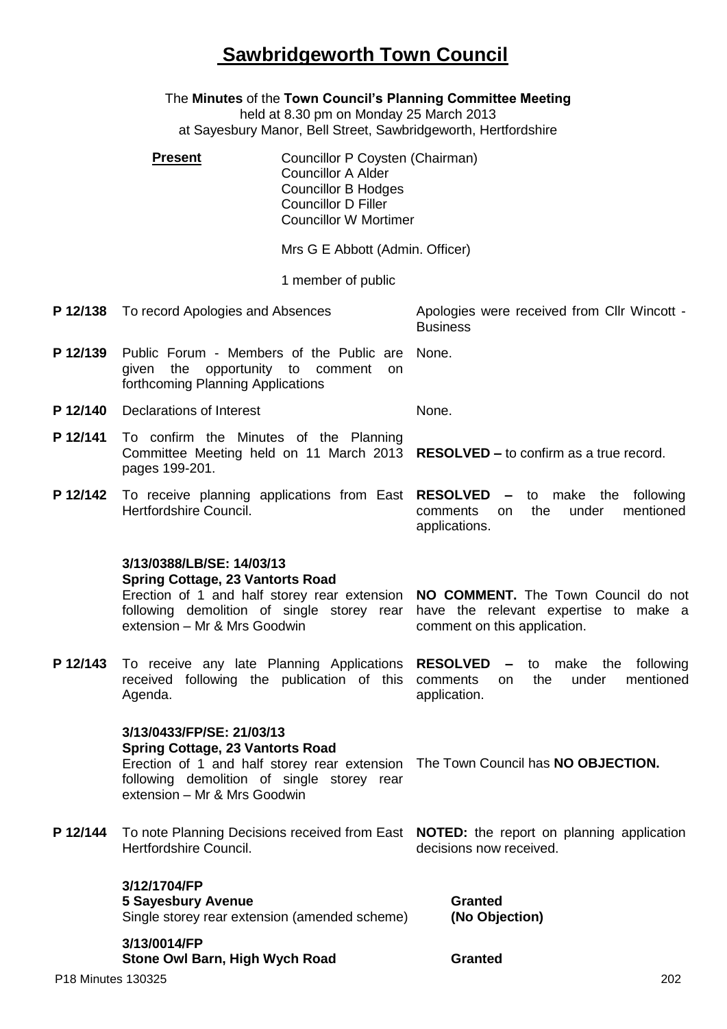# Sawbridgeworth Town Council

The **Minutes** of the **Town Council's Planning Committee Meeting**
held at 8.30 pm on Monday 25 March 2013
at Sayesbury Manor, Bell Street, Sawbridgeworth, Hertfordshire

**Present**

Councillor P Coysten (Chairman)
Councillor A Alder
Councillor B Hodges
Councillor D Filler
Councillor W Mortimer

Mrs G E Abbott (Admin. Officer)

1 member of public

| | | |
|---|---|---|
| **P 12/138** | To record Apologies and Absences | Apologies were received from Cllr Wincott - Business |
| **P 12/139** | Public Forum - Members of the Public are given the opportunity to comment on forthcoming Planning Applications | None. |
| **P 12/140** | Declarations of Interest | None. |
| **P 12/141** | To confirm the Minutes of the Planning Committee Meeting held on 11 March 2013 pages 199-201. | **RESOLVED –** to confirm as a true record. |
| **P 12/142** | To receive planning applications from East Hertfordshire Council. | **RESOLVED –** to make the following comments on the under mentioned applications. |
| | **3/13/0388/LB/SE: 14/03/13**<br>**Spring Cottage, 23 Vantorts Road**<br>Erection of 1 and half storey rear extension following demolition of single storey rear extension – Mr & Mrs Goodwin | **NO COMMENT.** The Town Council do not have the relevant expertise to make a comment on this application. |
| **P 12/143** | To receive any late Planning Applications received following the publication of this Agenda. | **RESOLVED –** to make the following comments on the under mentioned application. |
| | **3/13/0433/FP/SE: 21/03/13**<br>**Spring Cottage, 23 Vantorts Road**<br>Erection of 1 and half storey rear extension following demolition of single storey rear extension – Mr & Mrs Goodwin | The Town Council has **NO OBJECTION.** |
| **P 12/144** | To note Planning Decisions received from East Hertfordshire Council. | **NOTED:** the report on planning application decisions now received. |
| | **3/12/1704/FP**<br>**5 Sayesbury Avenue**<br>Single storey rear extension (amended scheme) | **Granted**<br>**(No Objection)** |
| | **3/13/0014/FP**<br>**Stone Owl Barn, High Wych Road** | **Granted** |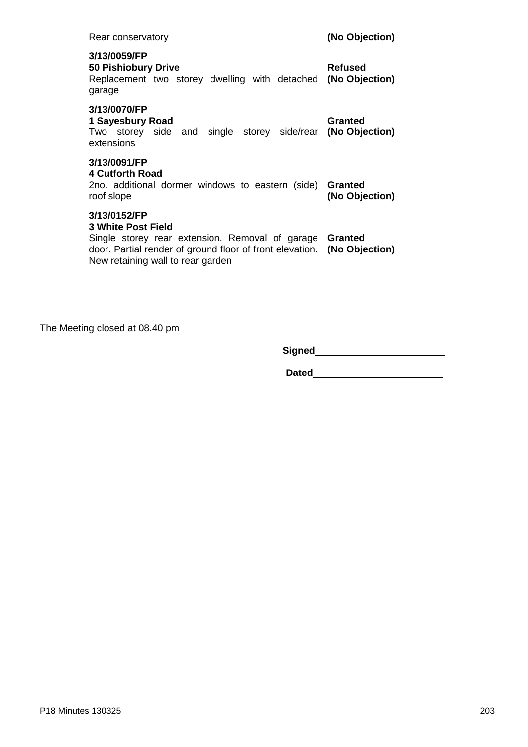Rear conservatory **(No Objection)**

**3/13/0059/FP**
**50 Pishiobury Drive** **Refused**
Replacement two storey dwelling with detached garage **(No Objection)**

**3/13/0070/FP**
**1 Sayesbury Road** **Granted**
Two storey side and single storey side/rear extensions **(No Objection)**

**3/13/0091/FP**
**4 Cutforth Road**
2no. additional dormer windows to eastern (side) roof slope **Granted** **(No Objection)**

**3/13/0152/FP**
**3 White Post Field**
Single storey rear extension. Removal of garage door. Partial render of ground floor of front elevation. New retaining wall to rear garden **Granted** **(No Objection)**

The Meeting closed at 08.40 pm

**Signed**\_\_\_\_\_\_\_\_\_\_\_\_\_\_\_\_\_\_\_\_\_\_\_

**Dated**\_\_\_\_\_\_\_\_\_\_\_\_\_\_\_\_\_\_\_\_\_\_\_

P18 Minutes 130325